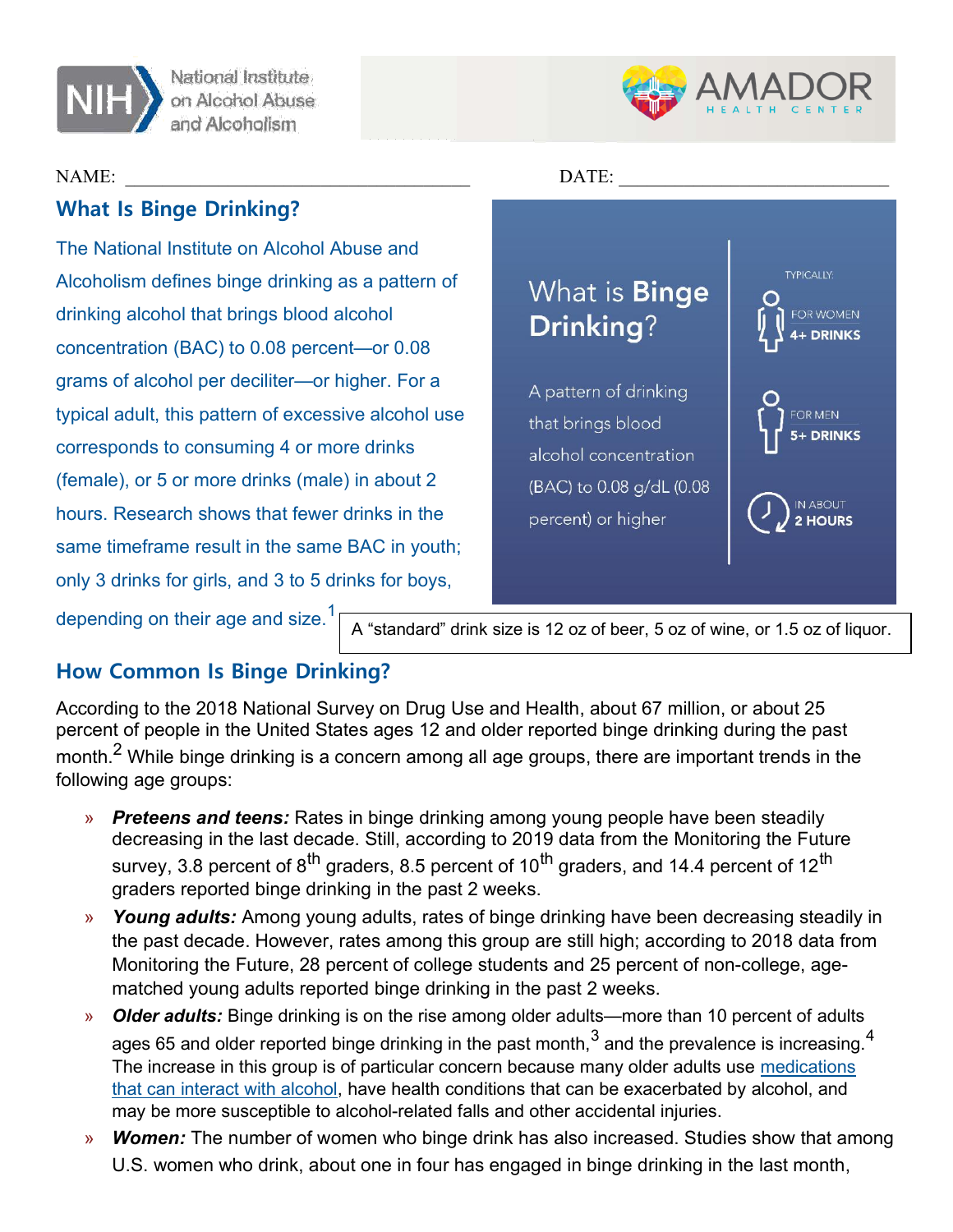National Institute on Alcohol Abuse and Alcoholism

AMADOR HEALTH CENTER

NAME: ______________________________ DATE: ______________________

## What Is Binge Drinking?

The National Institute on Alcohol Abuse and Alcoholism defines binge drinking as a pattern of drinking alcohol that brings blood alcohol concentration (BAC) to 0.08 percent—or 0.08 grams of alcohol per deciliter—or higher. For a typical adult, this pattern of excessive alcohol use corresponds to consuming 4 or more drinks (female), or 5 or more drinks (male) in about 2 hours. Research shows that fewer drinks in the same timeframe result in the same BAC in youth; only 3 drinks for girls, and 3 to 5 drinks for boys, depending on their age and size.[1]

**What is Binge Drinking?**

A pattern of drinking that brings blood alcohol concentration (BAC) to 0.08 g/dL (0.08 percent) or higher

TYPICALLY:

- FOR WOMEN **4+ DRINKS**
- FOR MEN **5+ DRINKS**
- IN ABOUT **2 HOURS**

A "standard" drink size is 12 oz of beer, 5 oz of wine, or 1.5 oz of liquor.

## How Common Is Binge Drinking?

According to the 2018 National Survey on Drug Use and Health, about 67 million, or about 25 percent of people in the United States ages 12 and older reported binge drinking during the past month.[2] While binge drinking is a concern among all age groups, there are important trends in the following age groups:

- ***Preteens and teens:*** Rates in binge drinking among young people have been steadily decreasing in the last decade. Still, according to 2019 data from the Monitoring the Future survey, 3.8 percent of 8th graders, 8.5 percent of 10th graders, and 14.4 percent of 12th graders reported binge drinking in the past 2 weeks.
- ***Young adults:*** Among young adults, rates of binge drinking have been decreasing steadily in the past decade. However, rates among this group are still high; according to 2018 data from Monitoring the Future, 28 percent of college students and 25 percent of non-college, age-matched young adults reported binge drinking in the past 2 weeks.
- ***Older adults:*** Binge drinking is on the rise among older adults—more than 10 percent of adults ages 65 and older reported binge drinking in the past month,[3] and the prevalence is increasing.[4] The increase in this group is of particular concern because many older adults use medications that can interact with alcohol, have health conditions that can be exacerbated by alcohol, and may be more susceptible to alcohol-related falls and other accidental injuries.
- ***Women:*** The number of women who binge drink has also increased. Studies show that among U.S. women who drink, about one in four has engaged in binge drinking in the last month,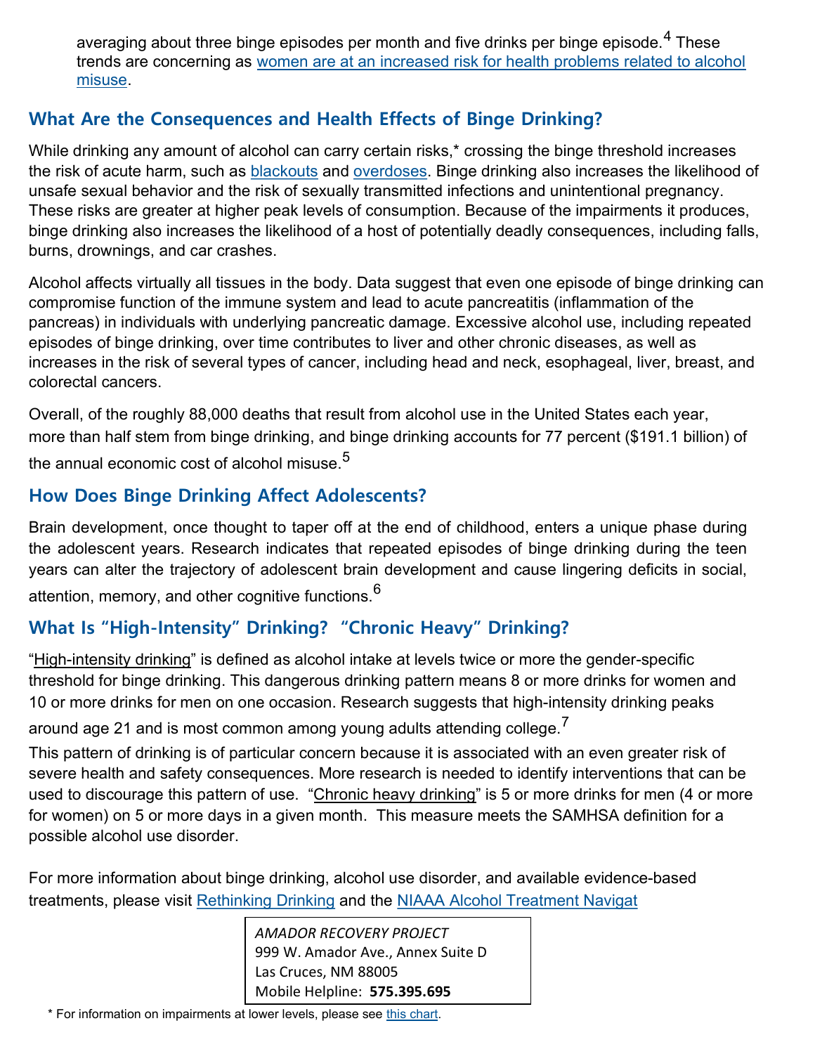averaging about three binge episodes per month and five drinks per binge episode.[4] These trends are concerning as women are at an increased risk for health problems related to alcohol misuse.

## What Are the Consequences and Health Effects of Binge Drinking?

While drinking any amount of alcohol can carry certain risks,* crossing the binge threshold increases the risk of acute harm, such as blackouts and overdoses. Binge drinking also increases the likelihood of unsafe sexual behavior and the risk of sexually transmitted infections and unintentional pregnancy. These risks are greater at higher peak levels of consumption. Because of the impairments it produces, binge drinking also increases the likelihood of a host of potentially deadly consequences, including falls, burns, drownings, and car crashes.

Alcohol affects virtually all tissues in the body. Data suggest that even one episode of binge drinking can compromise function of the immune system and lead to acute pancreatitis (inflammation of the pancreas) in individuals with underlying pancreatic damage. Excessive alcohol use, including repeated episodes of binge drinking, over time contributes to liver and other chronic diseases, as well as increases in the risk of several types of cancer, including head and neck, esophageal, liver, breast, and colorectal cancers.

Overall, of the roughly 88,000 deaths that result from alcohol use in the United States each year, more than half stem from binge drinking, and binge drinking accounts for 77 percent ($191.1 billion) of the annual economic cost of alcohol misuse.[5]

## How Does Binge Drinking Affect Adolescents?

Brain development, once thought to taper off at the end of childhood, enters a unique phase during the adolescent years. Research indicates that repeated episodes of binge drinking during the teen years can alter the trajectory of adolescent brain development and cause lingering deficits in social, attention, memory, and other cognitive functions.[6]

## What Is "High-Intensity" Drinking? "Chronic Heavy" Drinking?

"High-intensity drinking" is defined as alcohol intake at levels twice or more the gender-specific threshold for binge drinking. This dangerous drinking pattern means 8 or more drinks for women and 10 or more drinks for men on one occasion. Research suggests that high-intensity drinking peaks around age 21 and is most common among young adults attending college.[7]

This pattern of drinking is of particular concern because it is associated with an even greater risk of severe health and safety consequences. More research is needed to identify interventions that can be used to discourage this pattern of use. "Chronic heavy drinking" is 5 or more drinks for men (4 or more for women) on 5 or more days in a given month. This measure meets the SAMHSA definition for a possible alcohol use disorder.

For more information about binge drinking, alcohol use disorder, and available evidence-based treatments, please visit Rethinking Drinking and the NIAAA Alcohol Treatment Navigat

*AMADOR RECOVERY PROJECT*
999 W. Amador Ave., Annex Suite D
Las Cruces, NM 88005
Mobile Helpline: **575.395.695**

\* For information on impairments at lower levels, please see this chart.